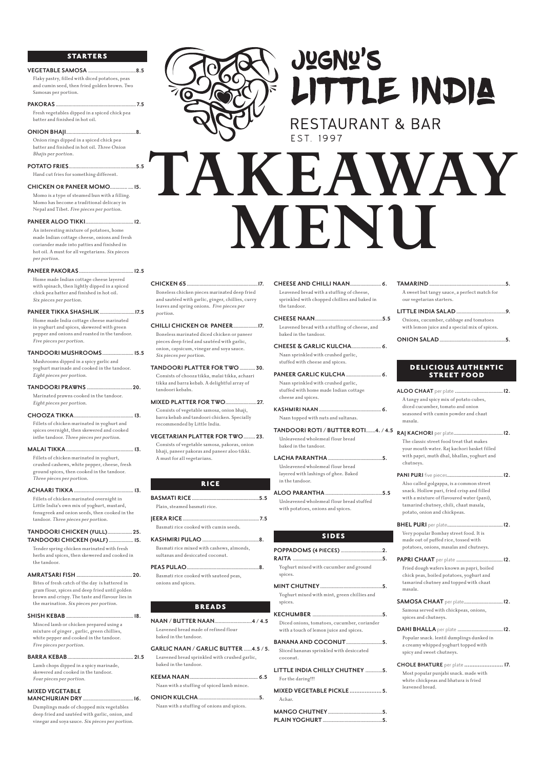# JUGNU'S LITTLE INDIA

RESTAURANT & BAR

EST. 1997

# TAKEAWAY MENU

## STARTERS

**VEGETABLE SAMOSA** .......... 8.5
Flaky pastry, filled with diced potatoes, peas and cumin seed, then fried golden brown. Two Samosas per portion.

**PAKORAS** .......... 7.5
Fresh vegetables dipped in a spiced chick pea batter and finished in hot oil.

**ONION BHAJI** .......... 8.
Onion rings dipped in a spiced chick pea batter and finished in hot oil. *Three Onion Bhajis per portion.*

**POTATO FRIES** .......... 5.5
Hand cut fries for something different.

**CHICKEN OR PANEER MOMO** .......... 15.
Momo is a type of steamed bun with a filling. Momo has become a traditional delicacy in Nepal and Tibet. *Five pieces per portion.*

**PANEER ALOO TIKKI** .......... 12.
An interesting mixture of potatoes, home made Indian cottage cheese, onions and fresh coriander made into patties and finished in hot oil. A must for all vegetarians. *Six pieces per portion.*

**PANEER PAKORAS** .......... 12.5
Home made Indian cottage cheese layered with spinach, then lightly dipped in a spiced chick pea batter and finished in hot oil. *Six pieces per portion.*

**PANEER TIKKA SHASHLIK** .......... 17.5
Home made India cottage cheese marinated in yoghurt and spices, skewered with green pepper and onions and roasted in the tandoor. *Five pieces per portion.*

**TANDOORI MUSHROOMS** .......... 15.5
Mushrooms dipped in a spicy garlic and yoghurt marinade and cooked in the tandoor. *Eight pieces per portion.*

**TANDOORI PRAWNS** .......... 20.
Marinated prawns cooked in the tandoor. *Eight pieces per portion.*

**CHOOZA TIKKA** .......... 13.
Fillets of chicken marinated in yoghurt and spices overnight, then skewered and cooked inthe tandoor. *Three pieces per portion.*

**MALAI TIKKA** .......... 13.
Fillets of chicken marinated in yoghurt, crushed cashews, white pepper, cheese, fresh ground spices, then cooked in the tandoor. *Three pieces per portion.*

**ACHAARI TIKKA** .......... 13.
Fillets of chicken marinated overnight in Little India's own mix of yoghurt, mustard, fenugreek and onion seeds, then cooked in the tandoor. *Three pieces per portion.*

**TANDOORI CHICKEN (FULL)** .......... 25.
**TANDOORI CHICKEN (HALF)** .......... 15.
Tender spring chicken marinated with fresh herbs and spices, then skewered and cooked in the tandoor.

**AMRATSARI FISH** .......... 20.
Bites of fresh catch of the day is battered in gram flour, spices and deep fried until golden brown and crispy. The taste and flavour lies in the marination. *Six pieces per portion.*

**SHISH KEBAB** .......... 18.
Minced lamb or chicken prepared using a mixture of ginger , garlic, green chillies, white pepper and cooked in the tandoor. *Five pieces per portion.*

**BARRA KEBAB** .......... 21.5
Lamb chops dipped in a spicy marinade, skewered and cooked in the tandoor. *Four pieces per portion.*

**MIXED VEGETABLE MANCHURIAN DRY** .......... 16.
Dumplings made of chopped mix vegetables deep fried and sautéed with garlic, onion, and vinegar and soya sauce. *Six pieces per portion.*

**CHICKEN 65** .......... 17.
Boneless chicken pieces marinated deep fried and sautéed with garlic, ginger, chillies, curry leaves and spring onions. *Five pieces per portion.*

**CHILLI CHICKEN OR PANEER** .......... 17.
Boneless marinated diced chicken or paneer pieces deep fried and sautéed with garlic, onion, capsicum, vinegar and soya sauce. *Six pieces per portion.*

**TANDOORI PLATTER FOR TWO** .......... 30.
Consists of chooza tikka, malai tikka, achaari tikka and barra kebab. A delightful array of tandoori kebabs.

**MIXED PLATTER FOR TWO** .......... 27.
Consists of vegetable samosa, onion bhaji, barra kebab and tandoori chicken. Specially recommended by Little India.

**VEGETARIAN PLATTER FOR TWO** .......... 23.
Consists of vegetable samosa, pakoras, onion bhaji, paneer pakoras and paneer aloo tikki. A must for all vegetarians.

## RICE

**BASMATI RICE** .......... 5.5
Plain, steamed basmati rice.

**JEERA RICE** .......... 7.5
Basmati rice cooked with cumin seeds.

**KASHMIRI PULAO** .......... 8.
Basmati rice mixed with cashews, almonds, sultanas and desiccated coconut.

**PEAS PULAO** .......... 8.
Basmati rice cooked with sauteed peas, onions and spices.

## BREADS

**NAAN / BUTTER NAAN** .......... 4 / 4.5
Leavened bread made of refined flour baked in the tandoor.

**GARLIC NAAN / GARLIC BUTTER** .......... 4.5 / 5.
Leavened bread sprinkled with crushed garlic, baked in the tandoor.

**KEEMA NAAN** .......... 6.5
Naan with a stuffing of spiced lamb mince.

**ONION KULCHA** .......... 5.
Naan with a stuffing of onions and spices.

**CHEESE AND CHILLI NAAN** .......... 6.
Leavened bread with a stuffing of cheese, sprinkled with chopped chillies and baked in the tandoor.

**CHEESE NAAN** .......... 5.5
Leavened bread with a stuffing of cheese, and baked in the tandoor.

**CHEESE & GARLIC KULCHA** .......... 6.
Naan sprinkled with crushed garlic, stuffed with cheese and spices.

**PANEER GARLIC KULCHA** .......... 6.
Naan sprinkled with crushed garlic, stuffed with home made Indian cottage cheese and spices.

**KASHMIRI NAAN** .......... 6.
Naan topped with nuts and sultanas.

**TANDOORI ROTI / BUTTER ROTI** .......... 4. / 4.5
Unleavened wholemeal flour bread baked in the tandoor.

**LACHA PARANTHA** .......... 5.
Unleavened wholemeal flour bread layered with lashings of ghee. Baked in the tandoor.

**ALOO PARANTHA** .......... 5.5
Unleavened wholemeal flour bread stuffed with potatoes, onions and spices.

## SIDES

**POPPADOMS (4 PIECES)** .......... 2.

**RAITA** .......... 5.
Yoghurt mixed with cucumber and ground spices.

**MINT CHUTNEY** .......... 5.
Yoghurt mixed with mint, green chillies and spices.

**KECHUMBER** .......... 5.
Diced onions, tomatoes, cucumber, coriander with a touch of lemon juice and spices.

**BANANA AND COCONUT** .......... 5.
Sliced bananas sprinkled with desiccated coconut.

**LITTLE INDIA CHILLY CHUTNEY** .......... 5.
For the daring!!!

**MIXED VEGETABLE PICKLE** .......... 5.
Achar.

**MANGO CHUTNEY** .......... 5.

**PLAIN YOGHURT** .......... 5.

**TAMARIND** .......... 5.
A sweet but tangy sauce, a perfect match for our vegetarian starters.

**LITTLE INDIA SALAD** .......... 9.
Onions, cucumber, cabbage and tomatoes with lemon juice and a special mix of spices.

**ONION SALAD** .......... 5.

## DELICIOUS AUTHENTIC STREET FOOD

**ALOO CHAAT** per plate .......... 12.
A tangy and spicy mix of potato cubes, diced cucumber, tomato and onion seasoned with cumin powder and chaat masala.

**RAJ KACHORI** per plate .......... 12.
The classic street food treat that makes your mouth water. Raj kachori basket filled with papri, muth dhal, bhallas, yoghurt and chutneys.

**PANI PURI** five pieces .......... 12.
Also called golgappa, is a common street snack. Hollow puri, fried crisp and filled with a mixture of flavoured water (pani), tamarind chutney, chili, chaat masala, potato, onion and chickpeas.

**BHEL PURI** per plate .......... 12.
Very popular Bombay street food. It is made out of puffed rice, tossed with potatoes, onions, masalas and chutneys.

**PAPRI CHAAT** per plate .......... 12.
Fried dough wafers known as papri, boiled chick peas, boiled potatoes, yoghurt and tamarind chutney and topped with chaat masala.

**SAMOSA CHAAT** per plate .......... 12.
Samosa served with chickpeas, onions, spices and chutneys.

**DAHI BHALLA** per plate .......... 12.
Popular snack. lentil dumplings dunked in a creamy whipped yoghurt topped with spicy and sweet chutneys.

**CHOLE BHATURE** per plate .......... 17.
Most popular punjabi snack. made with white chickpeas and bhatura is fried leavened bread.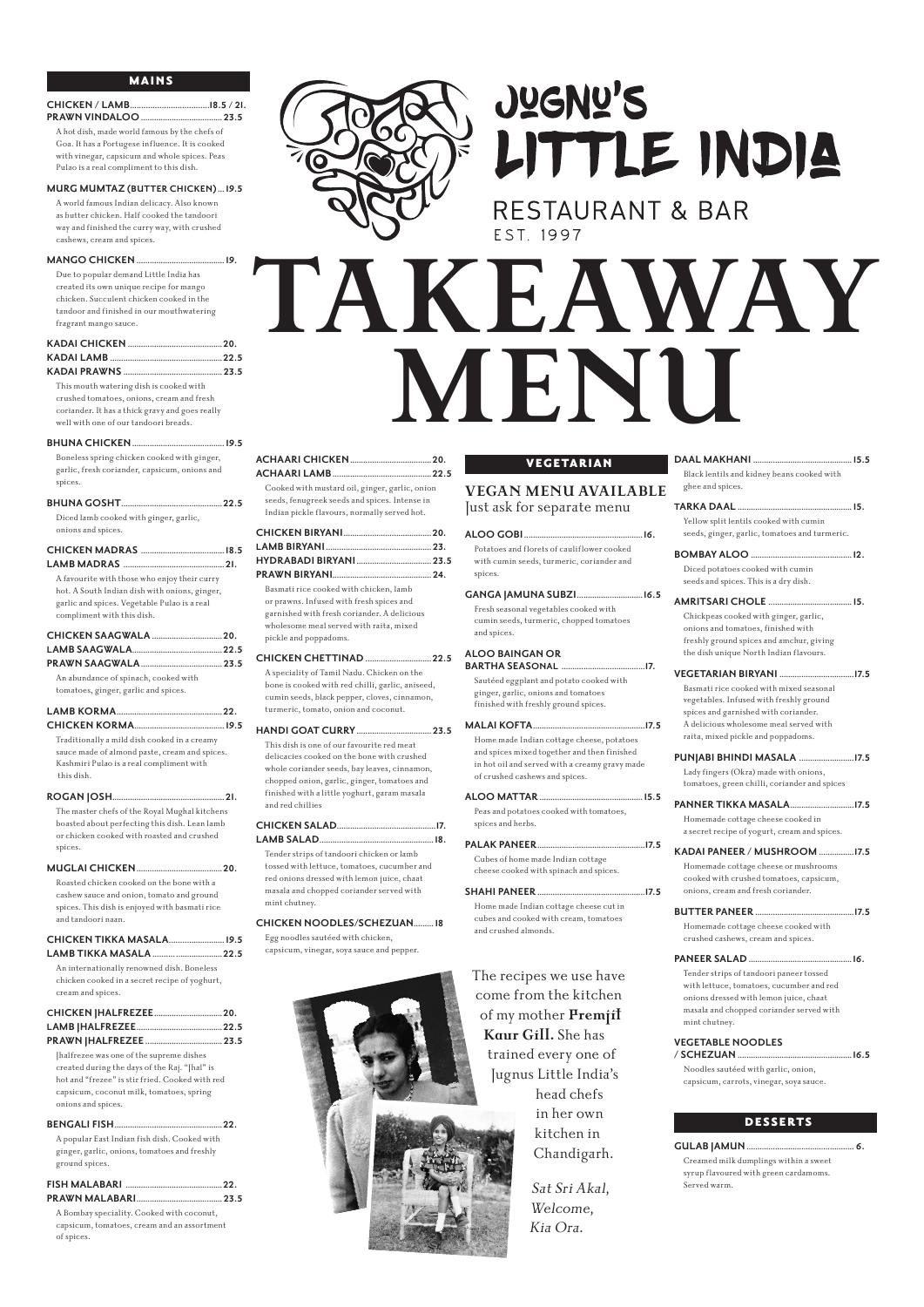# JUGNU'S LITTLE INDIA

RESTAURANT & BAR

EST. 1997

# TAKEAWAY MENU

## MAINS

**CHICKEN / LAMB...18.5 / 21.**
**PRAWN VINDALOO...23.5**

A hot dish, made world famous by the chefs of Goa. It has a Portugese influence. It is cooked with vinegar, capsicum and whole spices. Peas Pulao is a real compliment to this dish.

**MURG MUMTAZ (BUTTER CHICKEN)...19.5**

A world famous Indian delicacy. Also known as butter chicken. Half cooked the tandoori way and finished the curry way, with crushed cashews, cream and spices.

**MANGO CHICKEN...19.**

Due to popular demand Little India has created its own unique recipe for mango chicken. Succulent chicken cooked in the tandoor and finished in our mouthwatering fragrant mango sauce.

**KADAI CHICKEN...20.**
**KADAI LAMB...22.5**
**KADAI PRAWNS...23.5**

This mouth watering dish is cooked with crushed tomatoes, onions, cream and fresh coriander. It has a thick gravy and goes really well with one of our tandoori breads.

**BHUNA CHICKEN...19.5**

Boneless spring chicken cooked with ginger, garlic, fresh coriander, capsicum, onions and spices.

**BHUNA GOSHT...22.5**

Diced lamb cooked with ginger, garlic, onions and spices.

**CHICKEN MADRAS...18.5**
**LAMB MADRAS...21.**

A favourite with those who enjoy their curry hot. A South Indian dish with onions, ginger, garlic and spices. Vegetable Pulao is a real compliment with this dish.

**CHICKEN SAAGWALA...20.**
**LAMB SAAGWALA...22.5**
**PRAWN SAAGWALA...23.5**

An abundance of spinach, cooked with tomatoes, ginger, garlic and spices.

**LAMB KORMA...22.**
**CHICKEN KORMA...19.5**

Traditionally a mild dish cooked in a creamy sauce made of almond paste, cream and spices. Kashmiri Pulao is a real compliment with this dish.

**ROGAN JOSH...21.**

The master chefs of the Royal Mughal kitchens boasted about perfecting this dish. Lean lamb or chicken cooked with roasted and crushed spices.

**MUGLAI CHICKEN...20.**

Roasted chicken cooked on the bone with a cashew sauce and onion, tomato and ground spices. This dish is enjoyed with basmati rice and tandoori naan.

**CHICKEN TIKKA MASALA...19.5**
**LAMB TIKKA MASALA...22.5**

An internationally renowned dish. Boneless chicken cooked in a secret recipe of yoghurt, cream and spices.

**CHICKEN JHALFREZEE...20.**
**LAMB JHALFREZEE...22.5**
**PRAWN JHALFREZEE...23.5**

Jhalfrezee was one of the supreme dishes created during the days of the Raj. "Jhal" is hot and "frezee" is stir fried. Cooked with red capsicum, coconut milk, tomatoes, spring onions and spices.

**BENGALI FISH...22.**

A popular East Indian fish dish. Cooked with ginger, garlic, onions, tomatoes and freshly ground spices.

**FISH MALABARI...22.**
**PRAWN MALABARI...23.5**

A Bombay speciality. Cooked with coconut, capsicum, tomatoes, cream and an assortment of spices.

**ACHAARI CHICKEN...20.**
**ACHAARI LAMB...22.5**

Cooked with mustard oil, ginger, garlic, onion seeds, fenugreek seeds and spices. Intense in Indian pickle flavours, normally served hot.

**CHICKEN BIRYANI...20.**
**LAMB BIRYANI...23.**
**HYDRABADI BIRYANI...23.5**
**PRAWN BIRYANI...24.**

Basmati rice cooked with chicken, lamb or prawns. Infused with fresh spices and garnished with fresh coriander. A delicious wholesome meal served with raita, mixed pickle and poppadoms.

**CHICKEN CHETTINAD...22.5**

A speciality of Tamil Nadu. Chicken on the bone is cooked with red chilli, garlic, aniseed, cumin seeds, black pepper, cloves, cinnamon, turmeric, tomato, onion and coconut.

**HANDI GOAT CURRY...23.5**

This dish is one of our favourite red meat delicacies cooked on the bone with crushed whole coriander seeds, bay leaves, cinnamon, chopped onion, garlic, ginger, tomatoes and finished with a little yoghurt, garam masala and red chillies

**CHICKEN SALAD...17.**
**LAMB SALAD...18.**

Tender strips of tandoori chicken or lamb tossed with lettuce, tomatoes, cucumber and red onions dressed with lemon juice, chaat masala and chopped coriander served with mint chutney.

**CHICKEN NOODLES/SCHEZUAN...18**

Egg noodles sautéed with chicken, capsicum, vinegar, soya sauce and pepper.

## VEGETARIAN

### VEGAN MENU AVAILABLE

Just ask for separate menu

**ALOO GOBI...16.**

Potatoes and florets of cauliflower cooked with cumin seeds, turmeric, coriander and spices.

**GANGA JAMUNA SUBZI...16.5**

Fresh seasonal vegetables cooked with cumin seeds, turmeric, chopped tomatoes and spices.

**ALOO BAINGAN OR BARTHA SEASONAL...17.**

Sautéed eggplant and potato cooked with ginger, garlic, onions and tomatoes finished with freshly ground spices.

**MALAI KOFTA...17.5**

Home made Indian cottage cheese, potatoes and spices mixed together and then finished in hot oil and served with a creamy gravy made of crushed cashews and spices.

**ALOO MATTAR...15.5**

Peas and potatoes cooked with tomatoes, spices and herbs.

**PALAK PANEER...17.5**

Cubes of home made Indian cottage cheese cooked with spinach and spices.

**SHAHI PANEER...17.5**

Home made Indian cottage cheese cut in cubes and cooked with cream, tomatoes and crushed almonds.

**DAAL MAKHANI...15.5**

Black lentils and kidney beans cooked with ghee and spices.

**TARKA DAAL...15.**

Yellow split lentils cooked with cumin seeds, ginger, garlic, tomatoes and turmeric.

**BOMBAY ALOO...12.**

Diced potatoes cooked with cumin seeds and spices. This is a dry dish.

**AMRITSARI CHOLE...15.**

Chickpeas cooked with ginger, garlic, onions and tomatoes, finished with freshly ground spices and amchur, giving the dish unique North Indian flavours.

**VEGETARIAN BIRYANI...17.5**

Basmati rice cooked with mixed seasonal vegetables. Infused with freshly ground spices and garnished with coriander. A delicious wholesome meal served with raita, mixed pickle and poppadoms.

**PUNJABI BHINDI MASALA...17.5**

Lady fingers (Okra) made with onions, tomatoes, green chilli, coriander and spices

**PANNER TIKKA MASALA...17.5**

Homemade cottage cheese cooked in a secret recipe of yogurt, cream and spices.

**KADAI PANEER / MUSHROOM...17.5**

Homemade cottage cheese or mushrooms cooked with crushed tomatoes, capsicum, onions, cream and fresh coriander.

**BUTTER PANEER...17.5**

Homemade cottage cheese cooked with crushed cashews, cream and spices.

**PANEER SALAD...16.**

Tender strips of tandoori paneer tossed with lettuce, tomatoes, cucumber and red onions dressed with lemon juice, chaat masala and chopped coriander served with mint chutney.

**VEGETABLE NOODLES / SCHEZUAN...16.5**

Noodles sautéed with garlic, onion, capsicum, carrots, vinegar, soya sauce.

## DESSERTS

**GULAB JAMUN...6.**

Creamed milk dumplings within a sweet syrup flavoured with green cardamoms. Served warm.

The recipes we use have come from the kitchen of my mother **Premjit Kaur Gill.** She has trained every one of Jugnus Little India's head chefs in her own kitchen in Chandigarh.

*Sat Sri Akal,*
*Welcome,*
*Kia Ora.*